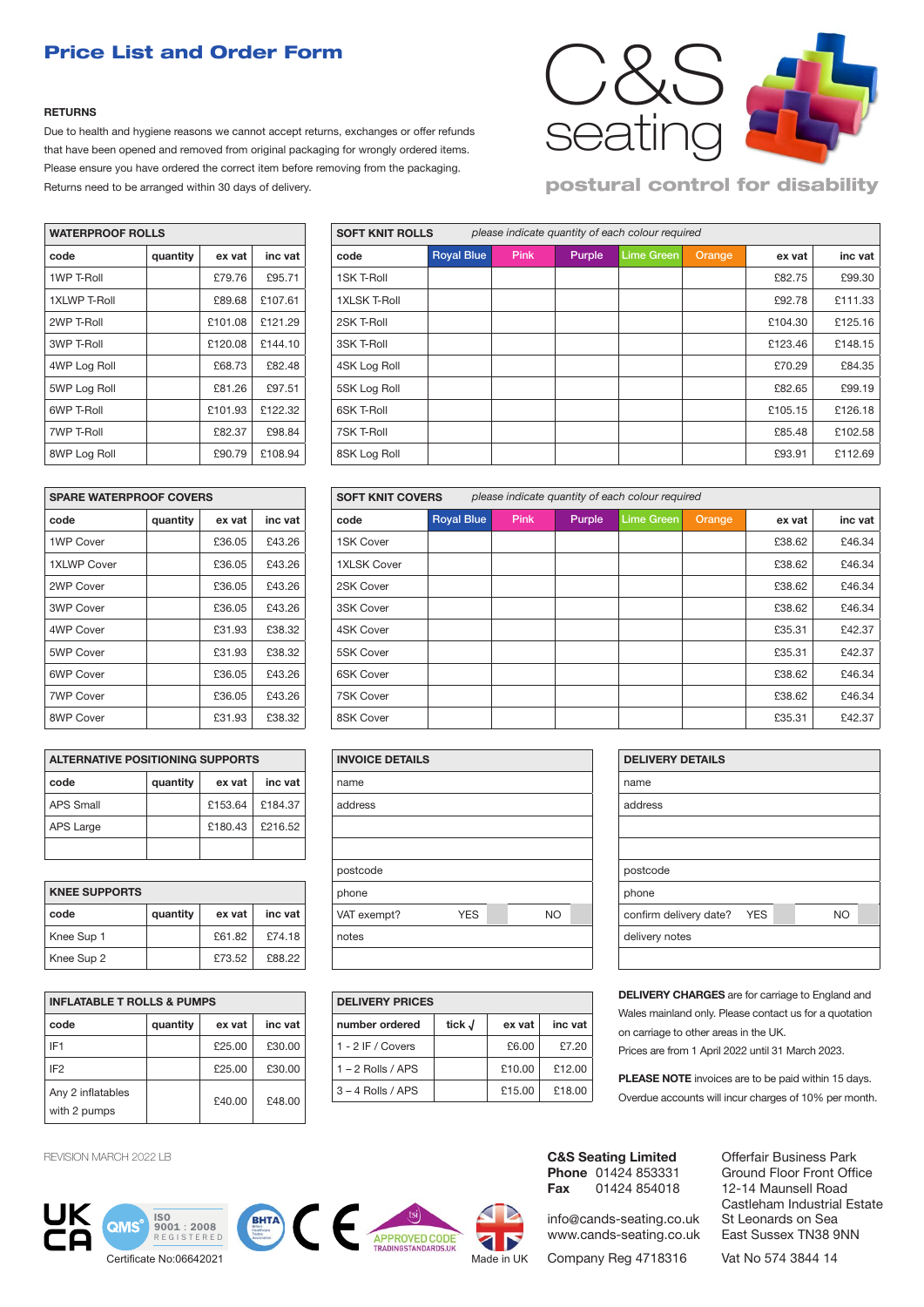# Price List and Order Form

C&S seating

postural control for disability

**RETURNS**

Due to health and hygiene reasons we cannot accept returns, exchanges or offer refunds that have been opened and removed from original packaging for wrongly ordered items. Please ensure you have ordered the correct item before removing from the packaging. Returns need to be arranged within 30 days of delivery.

| WATERPROOF ROLLS | | | |
|---|---|---|---|
| code | quantity | ex vat | inc vat |
| 1WP T-Roll | | £79.76 | £95.71 |
| 1XLWP T-Roll | | £89.68 | £107.61 |
| 2WP T-Roll | | £101.08 | £121.29 |
| 3WP T-Roll | | £120.08 | £144.10 |
| 4WP Log Roll | | £68.73 | £82.48 |
| 5WP Log Roll | | £81.26 | £97.51 |
| 6WP T-Roll | | £101.93 | £122.32 |
| 7WP T-Roll | | £82.37 | £98.84 |
| 8WP Log Roll | | £90.79 | £108.94 |

| SOFT KNIT ROLLS | *please indicate quantity of each colour required* | | | | | | |
|---|---|---|---|---|---|---|---|
| code | Royal Blue | Pink | Purple | Lime Green | Orange | ex vat | inc vat |
| 1SK T-Roll | | | | | | £82.75 | £99.30 |
| 1XLSK T-Roll | | | | | | £92.78 | £111.33 |
| 2SK T-Roll | | | | | | £104.30 | £125.16 |
| 3SK T-Roll | | | | | | £123.46 | £148.15 |
| 4SK Log Roll | | | | | | £70.29 | £84.35 |
| 5SK Log Roll | | | | | | £82.65 | £99.19 |
| 6SK T-Roll | | | | | | £105.15 | £126.18 |
| 7SK T-Roll | | | | | | £85.48 | £102.58 |
| 8SK Log Roll | | | | | | £93.91 | £112.69 |

| SPARE WATERPROOF COVERS | | | |
|---|---|---|---|
| code | quantity | ex vat | inc vat |
| 1WP Cover | | £36.05 | £43.26 |
| 1XLWP Cover | | £36.05 | £43.26 |
| 2WP Cover | | £36.05 | £43.26 |
| 3WP Cover | | £36.05 | £43.26 |
| 4WP Cover | | £31.93 | £38.32 |
| 5WP Cover | | £31.93 | £38.32 |
| 6WP Cover | | £36.05 | £43.26 |
| 7WP Cover | | £36.05 | £43.26 |
| 8WP Cover | | £31.93 | £38.32 |

| SOFT KNIT COVERS | *please indicate quantity of each colour required* | | | | | | |
|---|---|---|---|---|---|---|---|
| code | Royal Blue | Pink | Purple | Lime Green | Orange | ex vat | inc vat |
| 1SK Cover | | | | | | £38.62 | £46.34 |
| 1XLSK Cover | | | | | | £38.62 | £46.34 |
| 2SK Cover | | | | | | £38.62 | £46.34 |
| 3SK Cover | | | | | | £38.62 | £46.34 |
| 4SK Cover | | | | | | £35.31 | £42.37 |
| 5SK Cover | | | | | | £35.31 | £42.37 |
| 6SK Cover | | | | | | £38.62 | £46.34 |
| 7SK Cover | | | | | | £38.62 | £46.34 |
| 8SK Cover | | | | | | £35.31 | £42.37 |

| ALTERNATIVE POSITIONING SUPPORTS | | | |
|---|---|---|---|
| code | quantity | ex vat | inc vat |
| APS Small | | £153.64 | £184.37 |
| APS Large | | £180.43 | £216.52 |
| | | | |

| KNEE SUPPORTS | | | |
|---|---|---|---|
| code | quantity | ex vat | inc vat |
| Knee Sup 1 | | £61.82 | £74.18 |
| Knee Sup 2 | | £73.52 | £88.22 |

| INFLATABLE T ROLLS & PUMPS | | | |
|---|---|---|---|
| code | quantity | ex vat | inc vat |
| IF1 | | £25.00 | £30.00 |
| IF2 | | £25.00 | £30.00 |
| Any 2 inflatables with 2 pumps | | £40.00 | £48.00 |

| INVOICE DETAILS | | | |
|---|---|---|---|
| name | | | |
| address | | | |
| | | | |
| | | | |
| postcode | | | |
| phone | | | |
| VAT exempt? | YES | | NO |
| notes | | | |
| | | | |

| DELIVERY DETAILS | | | |
|---|---|---|---|
| name | | | |
| address | | | |
| | | | |
| | | | |
| postcode | | | |
| phone | | | |
| confirm delivery date? | YES | | NO |
| delivery notes | | | |
| | | | |

| DELIVERY PRICES | | | |
|---|---|---|---|
| number ordered | tick √ | ex vat | inc vat |
| 1 - 2 IF / Covers | | £6.00 | £7.20 |
| 1 – 2 Rolls / APS | | £10.00 | £12.00 |
| 3 – 4 Rolls / APS | | £15.00 | £18.00 |

**DELIVERY CHARGES** are for carriage to England and Wales mainland only. Please contact us for a quotation on carriage to other areas in the UK.

Prices are from 1 April 2022 until 31 March 2023.

**PLEASE NOTE** invoices are to be paid within 15 days. Overdue accounts will incur charges of 10% per month.

REVISION MARCH 2022 LB

UK CA · QMS ISO 9001 : 2008 REGISTERED · Certificate No:06642021 · BHTA · CE · tsi APPROVED CODE TRADINGSTANDARDS.UK · Made in UK

**C&S Seating Limited**
**Phone** 01424 853331
**Fax** 01424 854018

info@cands-seating.co.uk
www.cands-seating.co.uk

Company Reg 4718316

Offerfair Business Park
Ground Floor Front Office
12-14 Maunsell Road
Castleham Industrial Estate
St Leonards on Sea
East Sussex TN38 9NN

Vat No 574 3844 14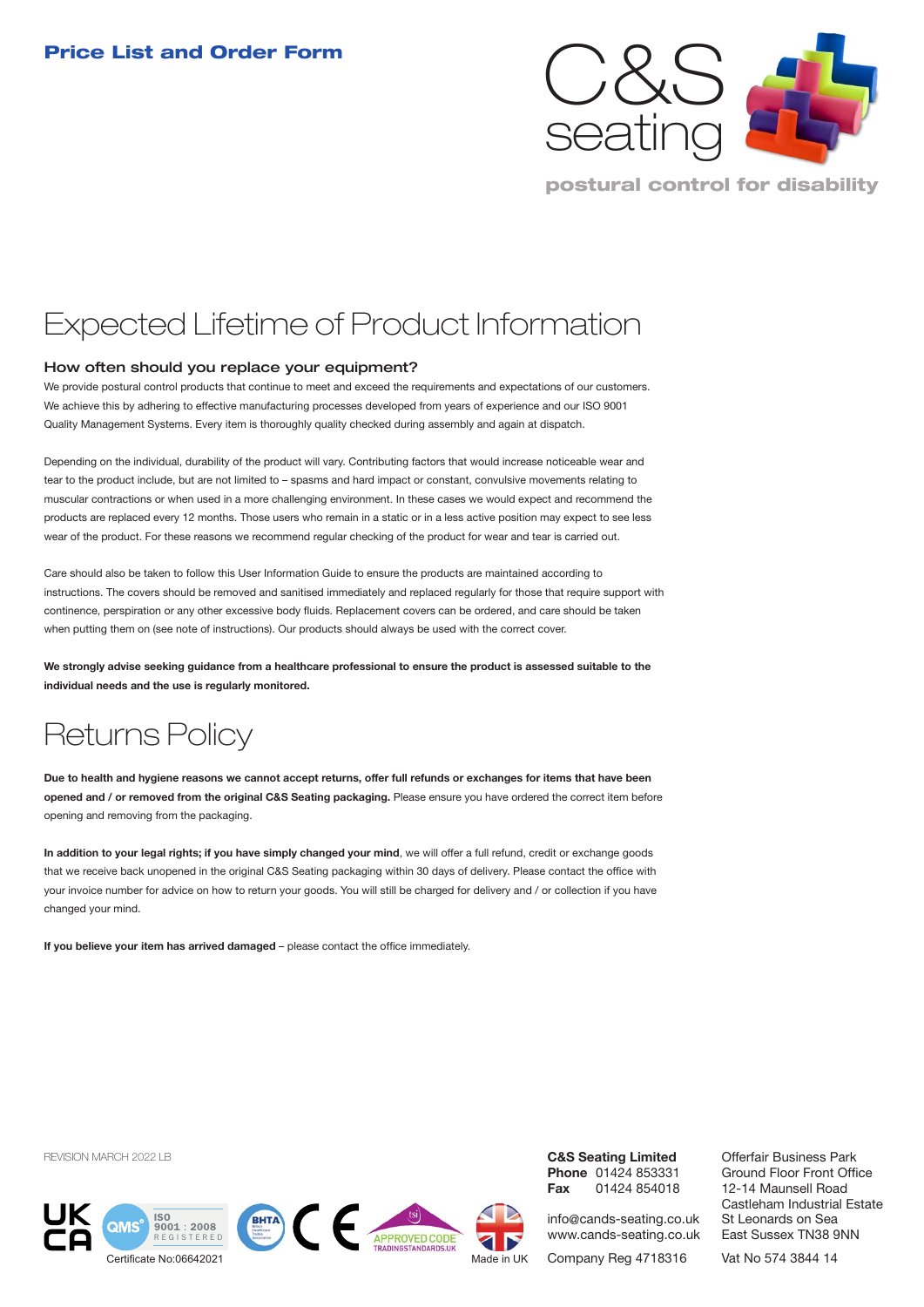**Price List and Order Form**

C&S seating

postural control for disability

# Expected Lifetime of Product Information

### How often should you replace your equipment?

We provide postural control products that continue to meet and exceed the requirements and expectations of our customers. We achieve this by adhering to effective manufacturing processes developed from years of experience and our ISO 9001 Quality Management Systems. Every item is thoroughly quality checked during assembly and again at dispatch.

Depending on the individual, durability of the product will vary. Contributing factors that would increase noticeable wear and tear to the product include, but are not limited to – spasms and hard impact or constant, convulsive movements relating to muscular contractions or when used in a more challenging environment. In these cases we would expect and recommend the products are replaced every 12 months. Those users who remain in a static or in a less active position may expect to see less wear of the product. For these reasons we recommend regular checking of the product for wear and tear is carried out.

Care should also be taken to follow this User Information Guide to ensure the products are maintained according to instructions. The covers should be removed and sanitised immediately and replaced regularly for those that require support with continence, perspiration or any other excessive body fluids. Replacement covers can be ordered, and care should be taken when putting them on (see note of instructions). Our products should always be used with the correct cover.

**We strongly advise seeking guidance from a healthcare professional to ensure the product is assessed suitable to the individual needs and the use is regularly monitored.**

# Returns Policy

**Due to health and hygiene reasons we cannot accept returns, offer full refunds or exchanges for items that have been opened and / or removed from the original C&S Seating packaging.** Please ensure you have ordered the correct item before opening and removing from the packaging.

**In addition to your legal rights; if you have simply changed your mind**, we will offer a full refund, credit or exchange goods that we receive back unopened in the original C&S Seating packaging within 30 days of delivery. Please contact the office with your invoice number for advice on how to return your goods. You will still be charged for delivery and / or collection if you have changed your mind.

**If you believe your item has arrived damaged** – please contact the office immediately.

REVISION MARCH 2022 LB

UK CA | QMS ISO 9001 : 2008 REGISTERED | Certificate No:06642021 | BHTA | CE | tsi APPROVED CODE TRADINGSTANDARDS.UK | Made in UK

**C&S Seating Limited**
**Phone** 01424 853331
**Fax** 01424 854018

info@cands-seating.co.uk
www.cands-seating.co.uk

Company Reg 4718316

Offerfair Business Park
Ground Floor Front Office
12-14 Maunsell Road
Castleham Industrial Estate
St Leonards on Sea
East Sussex TN38 9NN

Vat No 574 3844 14